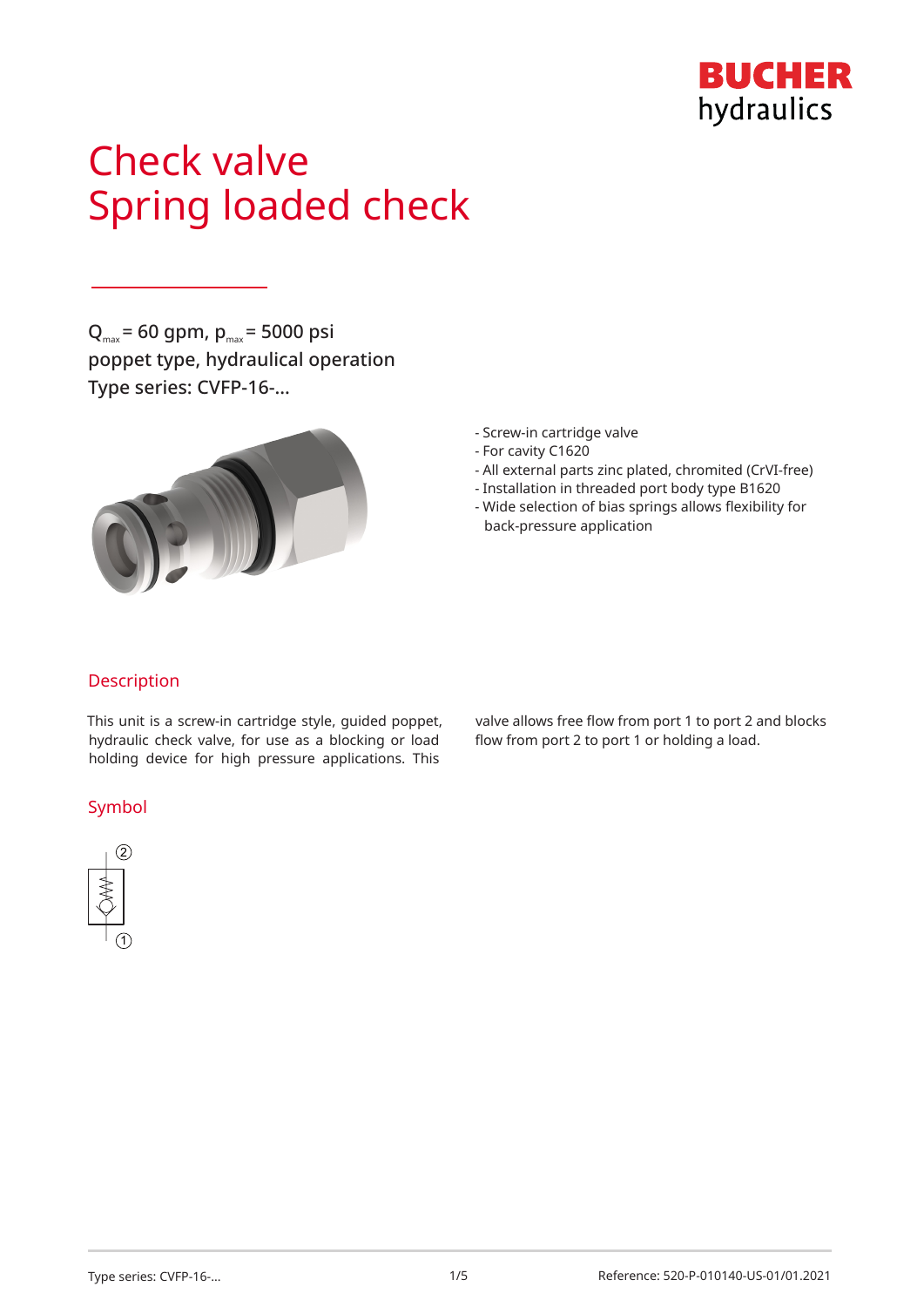BUCHER hydraulics

# Check valve
# Spring loaded check

$Q_{max}$ = 60 gpm, $p_{max}$ = 5000 psi
poppet type, hydraulical operation
Type series: CVFP-16-...

- Screw-in cartridge valve
- For cavity C1620
- All external parts zinc plated, chromited (CrVI-free)
- Installation in threaded port body type B1620
- Wide selection of bias springs allows flexibility for back-pressure application

## Description

This unit is a screw-in cartridge style, guided poppet, hydraulic check valve, for use as a blocking or load holding device for high pressure applications. This valve allows free flow from port 1 to port 2 and blocks flow from port 2 to port 1 or holding a load.

## Symbol

②

①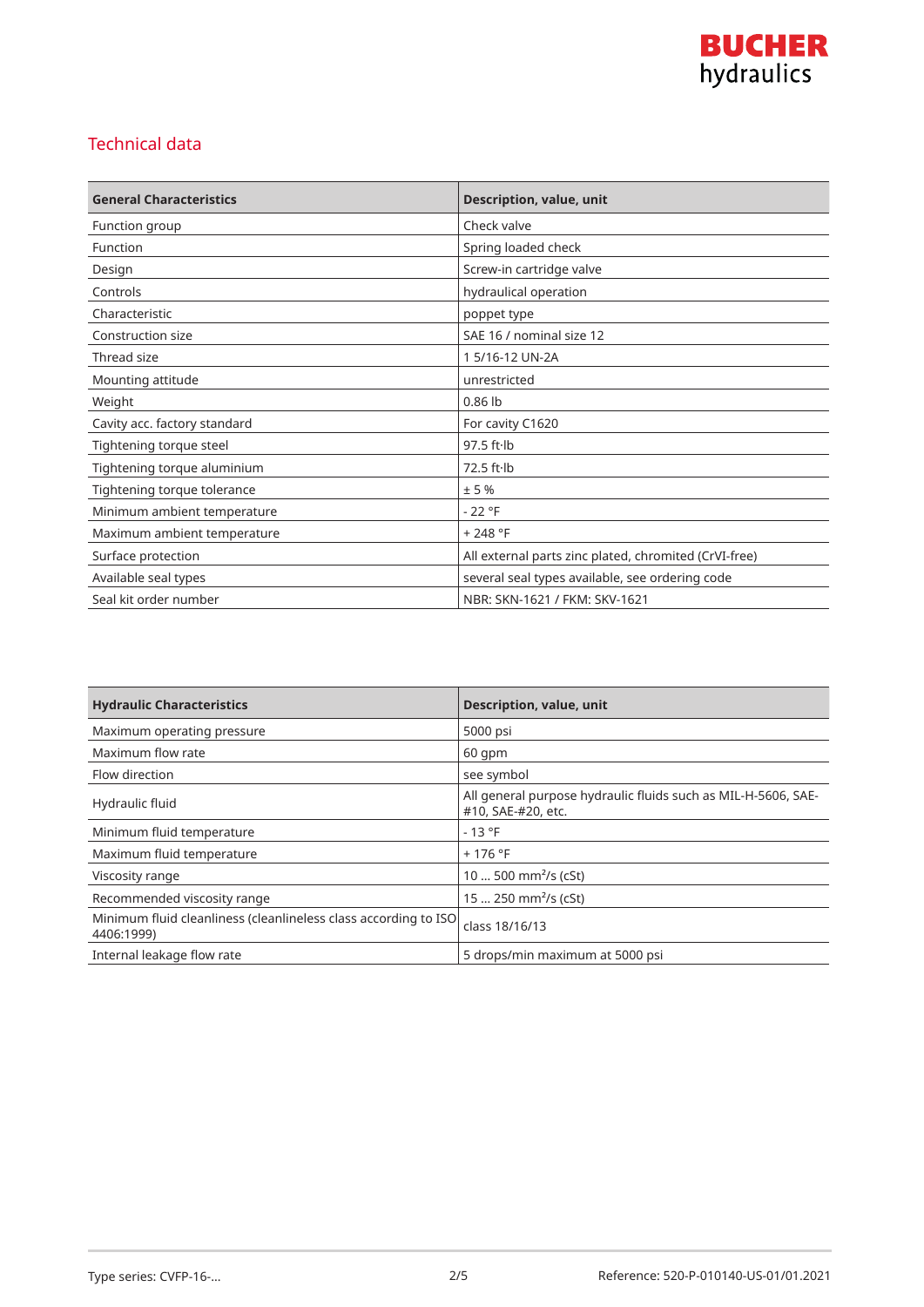## Technical data

| General Characteristics | Description, value, unit |
|---|---|
| Function group | Check valve |
| Function | Spring loaded check |
| Design | Screw-in cartridge valve |
| Controls | hydraulical operation |
| Characteristic | poppet type |
| Construction size | SAE 16 / nominal size 12 |
| Thread size | 1 5/16-12 UN-2A |
| Mounting attitude | unrestricted |
| Weight | 0.86 lb |
| Cavity acc. factory standard | For cavity C1620 |
| Tightening torque steel | 97.5 ft·lb |
| Tightening torque aluminium | 72.5 ft·lb |
| Tightening torque tolerance | ± 5 % |
| Minimum ambient temperature | - 22 °F |
| Maximum ambient temperature | + 248 °F |
| Surface protection | All external parts zinc plated, chromited (CrVI-free) |
| Available seal types | several seal types available, see ordering code |
| Seal kit order number | NBR: SKN-1621 / FKM: SKV-1621 |

| Hydraulic Characteristics | Description, value, unit |
|---|---|
| Maximum operating pressure | 5000 psi |
| Maximum flow rate | 60 gpm |
| Flow direction | see symbol |
| Hydraulic fluid | All general purpose hydraulic fluids such as MIL-H-5606, SAE-#10, SAE-#20, etc. |
| Minimum fluid temperature | - 13 °F |
| Maximum fluid temperature | + 176 °F |
| Viscosity range | 10 ... 500 $mm^2/s$ (cSt) |
| Recommended viscosity range | 15 ... 250 $mm^2/s$ (cSt) |
| Minimum fluid cleanliness (cleanlineless class according to ISO 4406:1999) | class 18/16/13 |
| Internal leakage flow rate | 5 drops/min maximum at 5000 psi |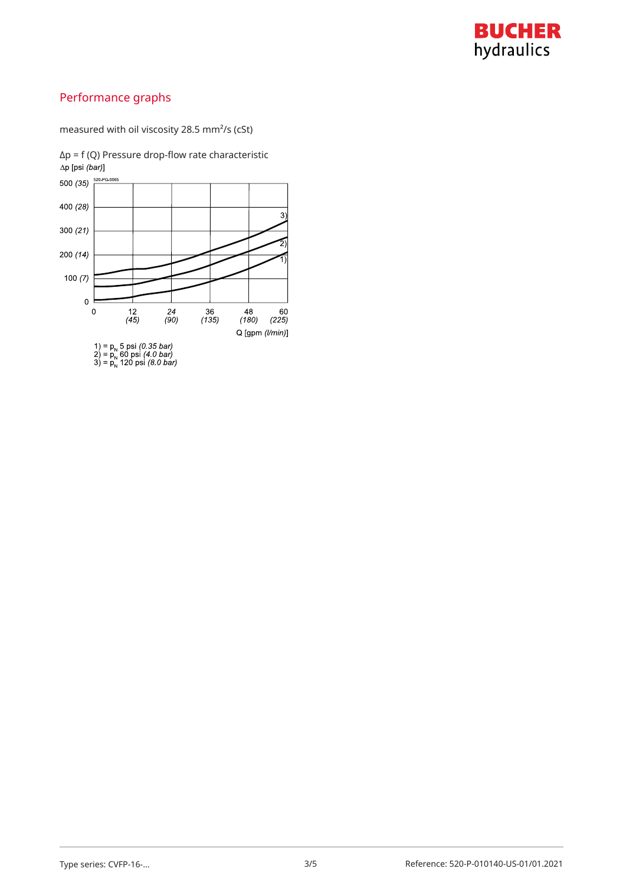## Performance graphs

measured with oil viscosity 28.5 mm²/s (cSt)

Δp = f (Q) Pressure drop-flow rate characteristic

Δp [psi *(bar)*]

Q [gpm *(l/min)*]

1) = $p_N$ 5 psi *(0.35 bar)*
2) = $p_N$ 60 psi *(4.0 bar)*
3) = $p_N$ 120 psi *(8.0 bar)*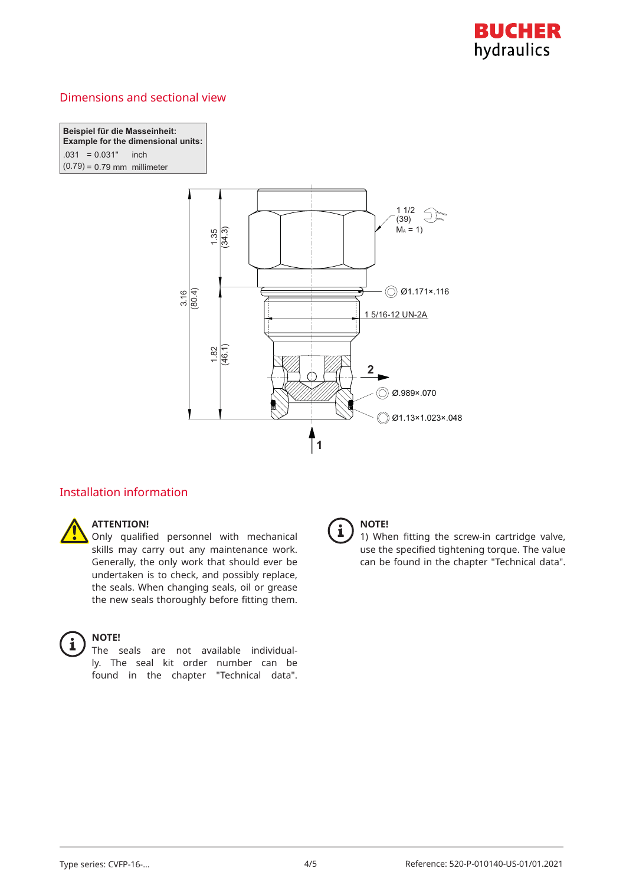## Dimensions and sectional view

| |
|---|
| **Beispiel für die Masseinheit:** |
| **Example for the dimensional units:** |
| .031 = 0.031" inch |
| (0.79) = 0.79 mm millimeter |

3.16
(80.4)

1.35
(34.3)

1.82
(46.1)

1 1/2
(39)
MA = 1)

Ø1.171×.116

1 5/16-12 UN-2A

2

Ø.989×.070

Ø1.13×1.023×.048

1

## Installation information

**ATTENTION!**
Only qualified personnel with mechanical skills may carry out any maintenance work. Generally, the only work that should ever be undertaken is to check, and possibly replace, the seals. When changing seals, oil or grease the new seals thoroughly before fitting them.

**NOTE!**
The seals are not available individually. The seal kit order number can be found in the chapter "Technical data".

**NOTE!**
1) When fitting the screw-in cartridge valve, use the specified tightening torque. The value can be found in the chapter "Technical data".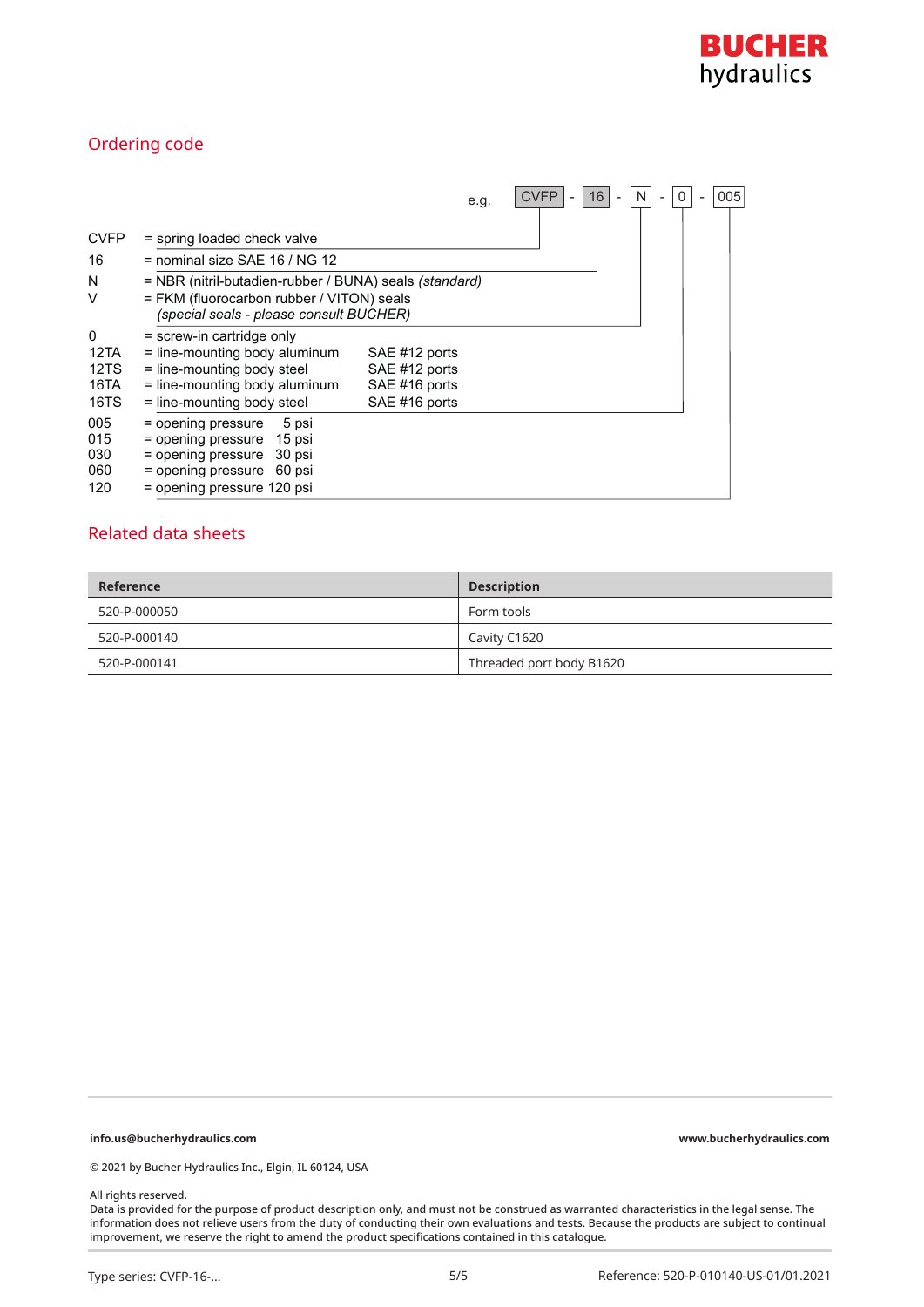## Ordering code

e.g. CVFP - 16 - N - 0 - 005

| | | |
|---|---|---|
| CVFP | = spring loaded check valve | |
| 16 | = nominal size SAE 16 / NG 12 | |
| N | = NBR (nitril-butadien-rubber / BUNA) seals *(standard)* | |
| V | = FKM (fluorocarbon rubber / VITON) seals *(special seals - please consult BUCHER)* | |
| 0 | = screw-in cartridge only | |
| 12TA | = line-mounting body aluminum | SAE #12 ports |
| 12TS | = line-mounting body steel | SAE #12 ports |
| 16TA | = line-mounting body aluminum | SAE #16 ports |
| 16TS | = line-mounting body steel | SAE #16 ports |
| 005 | = opening pressure 5 psi | |
| 015 | = opening pressure 15 psi | |
| 030 | = opening pressure 30 psi | |
| 060 | = opening pressure 60 psi | |
| 120 | = opening pressure 120 psi | |

## Related data sheets

| Reference | Description |
|---|---|
| 520-P-000050 | Form tools |
| 520-P-000140 | Cavity C1620 |
| 520-P-000141 | Threaded port body B1620 |

**info.us@bucherhydraulics.com**

**www.bucherhydraulics.com**

© 2021 by Bucher Hydraulics Inc., Elgin, IL 60124, USA

All rights reserved.
Data is provided for the purpose of product description only, and must not be construed as warranted characteristics in the legal sense. The information does not relieve users from the duty of conducting their own evaluations and tests. Because the products are subject to continual improvement, we reserve the right to amend the product specifications contained in this catalogue.

Type series: CVFP-16-...

Reference: 520-P-010140-US-01/01.2021